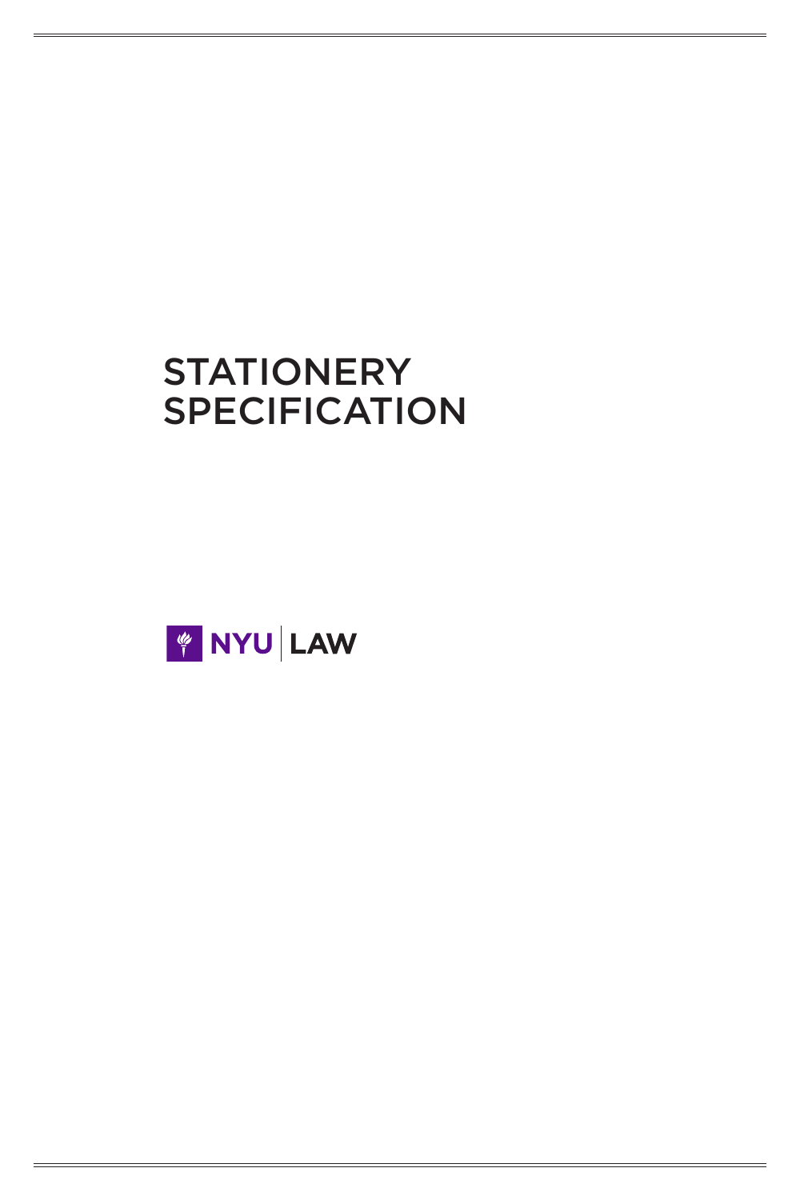# STATIONERY SPECIFICATION

NYU | LAW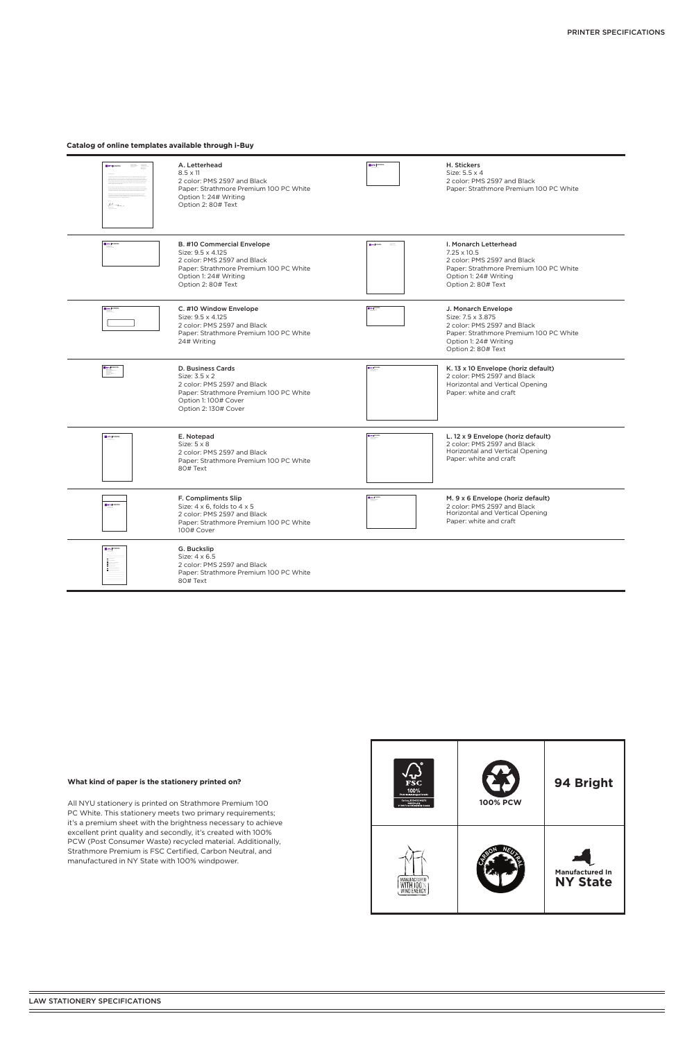## Catalog of online templates available through i-Buy

**A. Letterhead**
8.5 x 11
2 color: PMS 2597 and Black
Paper: Strathmore Premium 100 PC White
Option 1: 24# Writing
Option 2: 80# Text

**B. #10 Commercial Envelope**
Size: 9.5 x 4.125
2 color: PMS 2597 and Black
Paper: Strathmore Premium 100 PC White
Option 1: 24# Writing
Option 2: 80# Text

**C. #10 Window Envelope**
Size: 9.5 x 4.125
2 color: PMS 2597 and Black
Paper: Strathmore Premium 100 PC White
24# Writing

**D. Business Cards**
Size: 3.5 x 2
2 color: PMS 2597 and Black
Paper: Strathmore Premium 100 PC White
Option 1: 100# Cover
Option 2: 130# Cover

**E. Notepad**
Size: 5 x 8
2 color: PMS 2597 and Black
Paper: Strathmore Premium 100 PC White
80# Text

**F. Compliments Slip**
Size: 4 x 6, folds to 4 x 5
2 color: PMS 2597 and Black
Paper: Strathmore Premium 100 PC White
100# Cover

**G. Buckslip**
Size: 4 x 6.5
2 color: PMS 2597 and Black
Paper: Strathmore Premium 100 PC White
80# Text

**H. Stickers**
Size: 5.5 x 4
2 color: PMS 2597 and Black
Paper: Strathmore Premium 100 PC White

**I. Monarch Letterhead**
7.25 x 10.5
2 color: PMS 2597 and Black
Paper: Strathmore Premium 100 PC White
Option 1: 24# Writing
Option 2: 80# Text

**J. Monarch Envelope**
Size: 7.5 x 3.875
2 color: PMS 2597 and Black
Paper: Strathmore Premium 100 PC White
Option 1: 24# Writing
Option 2: 80# Text

**K. 13 x 10 Envelope (horiz default)**
2 color: PMS 2597 and Black
Horizontal and Vertical Opening
Paper: white and craft

**L. 12 x 9 Envelope (horiz default)**
2 color: PMS 2597 and Black
Horizontal and Vertical Opening
Paper: white and craft

**M. 9 x 6 Envelope (horiz default)**
2 color: PMS 2597 and Black
Horizontal and Vertical Opening
Paper: white and craft

**What kind of paper is the stationery printed on?**

All NYU stationery is printed on Strathmore Premium 100 PC White. This stationery meets two primary requirements; it's a premium sheet with the brightness necessary to achieve excellent print quality and secondly, it's created with 100% PCW (Post Consumer Waste) recycled material. Additionally, Strathmore Premium is FSC Certified, Carbon Neutral, and manufactured in NY State with 100% windpower.

| FSC 100% | 100% PCW | 94 Bright |
|---|---|---|
| Manufactured with 100% Wind Energy | Carbon Neutral | Manufactured In NY State |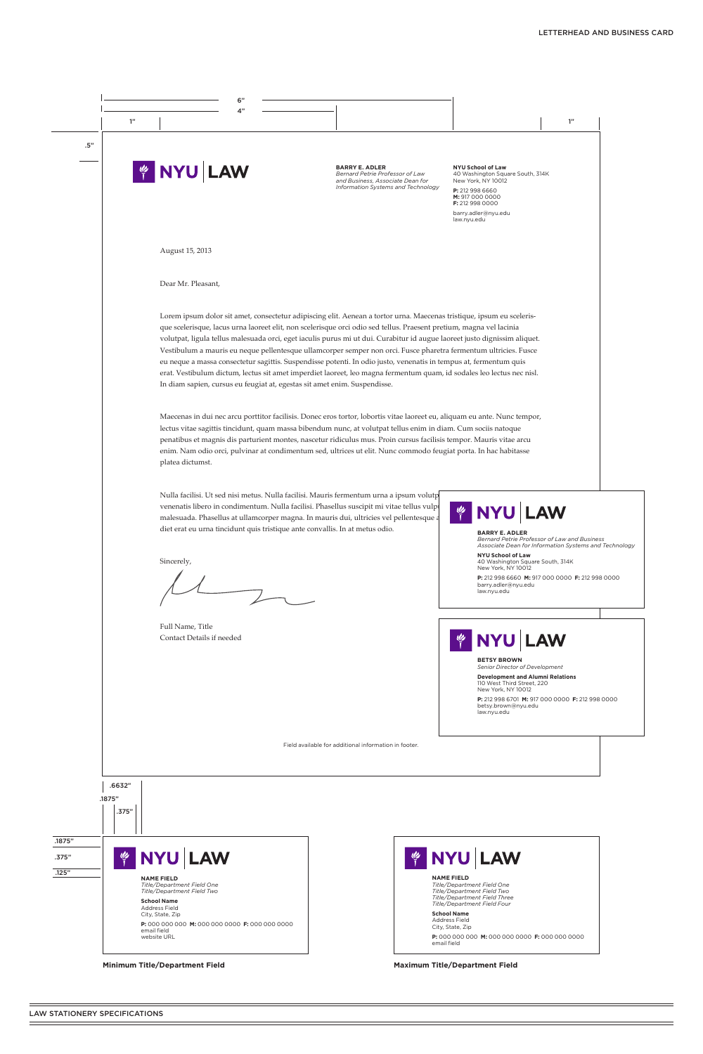LETTERHEAD AND BUSINESS CARD

6"

4"

1"

1"

.5"

NYU | LAW

**BARRY E. ADLER**
*Bernard Petrie Professor of Law and Business, Associate Dean for Information Systems and Technology*

**NYU School of Law**
40 Washington Square South, 314K
New York, NY 10012

**P:** 212 998 6660
**M:** 917 000 0000
**F:** 212 998 0000

barry.adler@nyu.edu
law.nyu.edu

August 15, 2013

Dear Mr. Pleasant,

Lorem ipsum dolor sit amet, consectetur adipiscing elit. Aenean a tortor urna. Maecenas tristique, ipsum eu scelerisque scelerisque, lacus urna laoreet elit, non scelerisque orci odio sed tellus. Praesent pretium, magna vel lacinia volutpat, ligula tellus malesuada orci, eget iaculis purus mi ut dui. Curabitur id augue laoreet justo dignissim aliquet. Vestibulum a mauris eu neque pellentesque ullamcorper semper non orci. Fusce pharetra fermentum ultricies. Fusce eu neque a massa consectetur sagittis. Suspendisse potenti. In odio justo, venenatis in tempus at, fermentum quis erat. Vestibulum dictum, lectus sit amet imperdiet laoreet, leo magna fermentum quam, id sodales leo lectus nec nisl. In diam sapien, cursus eu feugiat at, egestas sit amet enim. Suspendisse.

Maecenas in dui nec arcu porttitor facilisis. Donec eros tortor, lobortis vitae laoreet eu, aliquam eu ante. Nunc tempor, lectus vitae sagittis tincidunt, quam massa bibendum nunc, at volutpat tellus enim in diam. Cum sociis natoque penatibus et magnis dis parturient montes, nascetur ridiculus mus. Proin cursus facilisis tempor. Mauris vitae arcu enim. Nam odio orci, pulvinar at condimentum sed, ultrices ut elit. Nunc commodo feugiat porta. In hac habitasse platea dictumst.

Nulla facilisi. Ut sed nisi metus. Nulla facilisi. Mauris fermentum urna a ipsum volutp venenatis libero in condimentum. Nulla facilisi. Phasellus suscipit mi vitae tellus vulpu malesuada. Phasellus at ullamcorper magna. In mauris dui, ultricies vel pellentesque a diet erat eu urna tincidunt quis tristique ante convallis. In at metus odio.

Sincerely,

Full Name, Title
Contact Details if needed

Field available for additional information in footer.

NYU | LAW

**BARRY E. ADLER**
*Bernard Petrie Professor of Law and Business*
*Associate Dean for Information Systems and Technology*

**NYU School of Law**
40 Washington Square South, 314K
New York, NY 10012

**P:** 212 998 6660 **M:** 917 000 0000 **F:** 212 998 0000
barry.adler@nyu.edu
law.nyu.edu

NYU | LAW

**BETSY BROWN**
*Senior Director of Development*

**Development and Alumni Relations**
110 West Third Street, 220
New York, NY 10012

**P:** 212 998 6701 **M:** 917 000 0000 **F:** 212 998 0000
betsy.brown@nyu.edu
law.nyu.edu

.6632"

.1875"

.375"

.1875"

.375"

.125"

NYU | LAW

**NAME FIELD**
*Title/Department Field One*
*Title/Department Field Two*

**School Name**
Address Field
City, State, Zip

**P:** 000 000 000 **M:** 000 000 0000 **F:** 000 000 0000
email field
website URL

**Minimum Title/Department Field**

NYU | LAW

**NAME FIELD**
*Title/Department Field One*
*Title/Department Field Two*
*Title/Department Field Three*
*Title/Department Field Four*

**School Name**
Address Field
City, State, Zip

**P:** 000 000 000 **M:** 000 000 0000 **F:** 000 000 0000
email field

**Maximum Title/Department Field**

LAW STATIONERY SPECIFICATIONS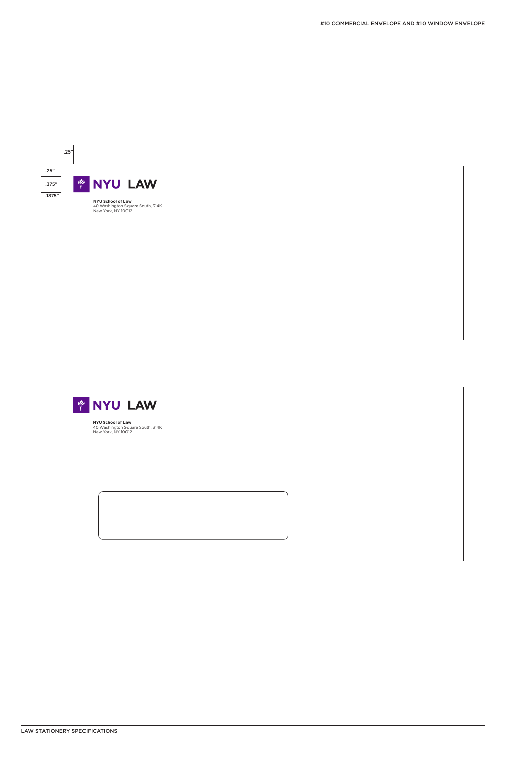# #10 COMMERCIAL ENVELOPE AND #10 WINDOW ENVELOPE

.25"

.25"

.375"

.1875"

NYU | LAW

**NYU School of Law**
40 Washington Square South, 314K
New York, NY 10012

NYU | LAW

**NYU School of Law**
40 Washington Square South, 314K
New York, NY 10012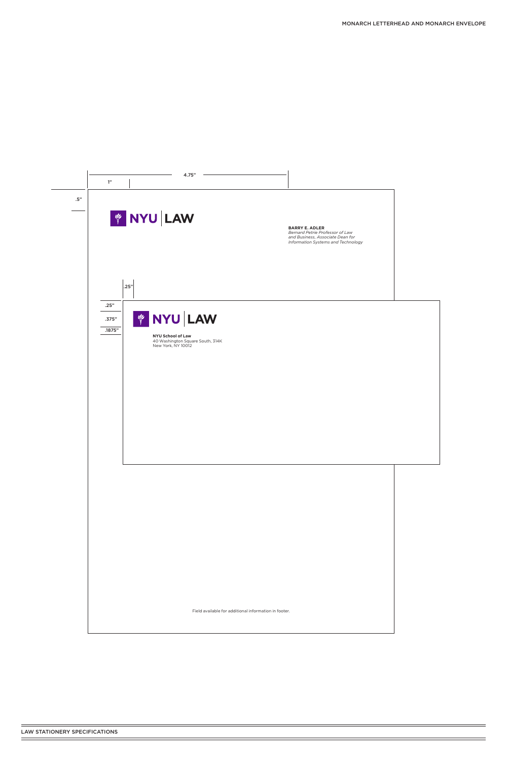## MONARCH LETTERHEAD AND MONARCH ENVELOPE

4.75"

1"

.5"

NYU | LAW

**BARRY E. ADLER**
*Bernard Petrie Professor of Law and Business, Associate Dean for Information Systems and Technology*

.25"

.25"

.375"

.1875"

NYU | LAW

**NYU School of Law**
40 Washington Square South, 314K
New York, NY 10012

Field available for additional information in footer.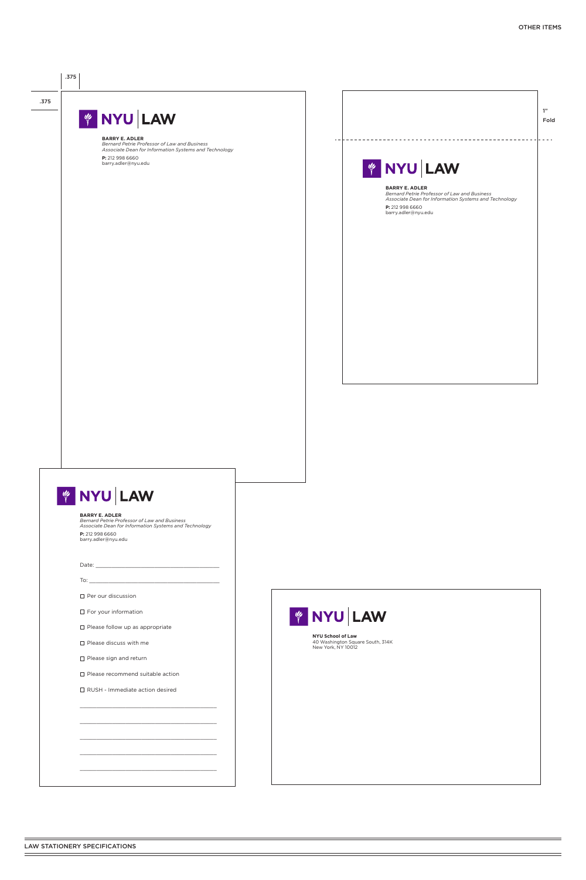.375

.375

NYU | LAW

**BARRY E. ADLER**
*Bernard Petrie Professor of Law and Business*
*Associate Dean for Information Systems and Technology*
**P:** 212 998 6660
barry.adler@nyu.edu

1"
Fold

NYU | LAW

**BARRY E. ADLER**
*Bernard Petrie Professor of Law and Business*
*Associate Dean for Information Systems and Technology*
**P:** 212 998 6660
barry.adler@nyu.edu

NYU | LAW

**BARRY E. ADLER**
*Bernard Petrie Professor of Law and Business*
*Associate Dean for Information Systems and Technology*
**P:** 212 998 6660
barry.adler@nyu.edu

Date: ______________________________________

To: ________________________________________

- ☐ Per our discussion
- ☐ For your information
- ☐ Please follow up as appropriate
- ☐ Please discuss with me
- ☐ Please sign and return
- ☐ Please recommend suitable action
- ☐ RUSH - Immediate action desired

__________________________________________

__________________________________________

__________________________________________

__________________________________________

__________________________________________

NYU | LAW

**NYU School of Law**
40 Washington Square South, 314K
New York, NY 10012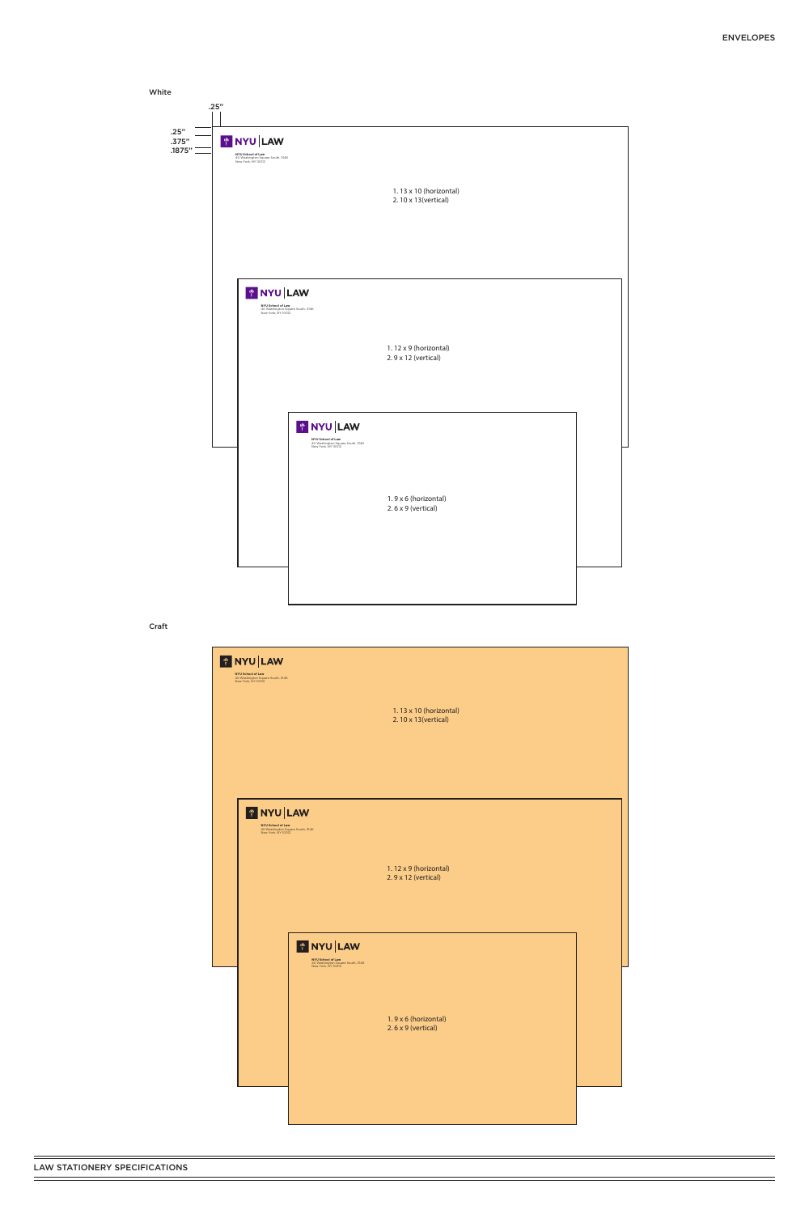White

.25"

.25"
.375"
.1875"

NYU | LAW

NYU School of Law
40 Washington Square South, 314K
New York, NY 10012

1. 13 x 10 (horizontal)
2. 10 x 13(vertical)

NYU | LAW

NYU School of Law
40 Washington Square South, 314K
New York, NY 10012

1. 12 x 9 (horizontal)
2. 9 x 12 (vertical)

NYU | LAW

NYU School of Law
40 Washington Square South, 314K
New York, NY 10012

1. 9 x 6 (horizontal)
2. 6 x 9 (vertical)

Craft

NYU | LAW

NYU School of Law
40 Washington Square South, 314K
New York, NY 10012

1. 13 x 10 (horizontal)
2. 10 x 13(vertical)

NYU | LAW

NYU School of Law
40 Washington Square South, 314K
New York, NY 10012

1. 12 x 9 (horizontal)
2. 9 x 12 (vertical)

NYU | LAW

NYU School of Law
40 Washington Square South, 314K
New York, NY 10012

1. 9 x 6 (horizontal)
2. 6 x 9 (vertical)